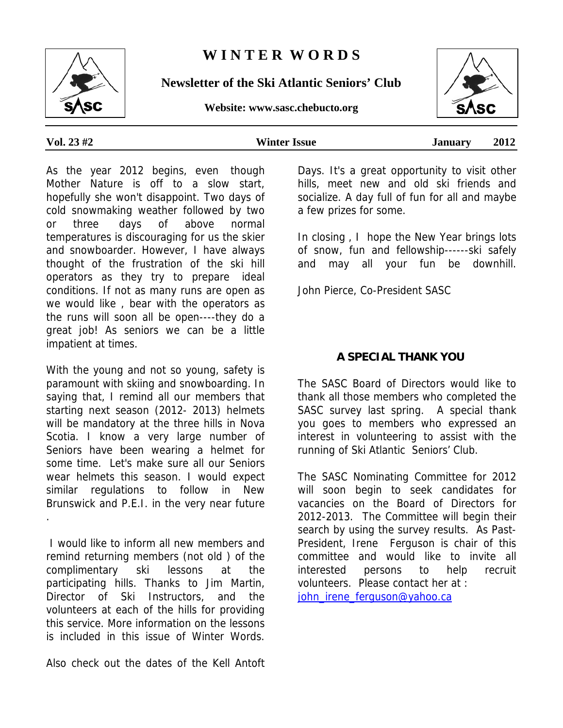# WINTER WORDS

**Newsletter of the Ski Atlantic Seniors' Club**

**Website: www.sasc.chebucto.org**

**Vol. 23 #2** **Winter Issue** **January 2012**

As the year 2012 begins, even though Mother Nature is off to a slow start, hopefully she won't disappoint. Two days of cold snowmaking weather followed by two or three days of above normal temperatures is discouraging for us the skier and snowboarder. However, I have always thought of the frustration of the ski hill operators as they try to prepare ideal conditions. If not as many runs are open as we would like , bear with the operators as the runs will soon all be open----they do a great job! As seniors we can be a little impatient at times.

With the young and not so young, safety is paramount with skiing and snowboarding. In saying that, I remind all our members that starting next season (2012- 2013) helmets will be mandatory at the three hills in Nova Scotia. I know a very large number of Seniors have been wearing a helmet for some time. Let's make sure all our Seniors wear helmets this season. I would expect similar regulations to follow in New Brunswick and P.E.I. in the very near future .

I would like to inform all new members and remind returning members (not old ) of the complimentary ski lessons at the participating hills. Thanks to Jim Martin, Director of Ski Instructors, and the volunteers at each of the hills for providing this service. More information on the lessons is included in this issue of Winter Words.

Also check out the dates of the Kell Antoft Days. It's a great opportunity to visit other hills, meet new and old ski friends and socialize. A day full of fun for all and maybe a few prizes for some.

In closing , I hope the New Year brings lots of snow, fun and fellowship------ski safely and may all your fun be downhill.

John Pierce, Co-President SASC

## A SPECIAL THANK YOU

The SASC Board of Directors would like to thank all those members who completed the SASC survey last spring. A special thank you goes to members who expressed an interest in volunteering to assist with the running of Ski Atlantic Seniors' Club.

The SASC Nominating Committee for 2012 will soon begin to seek candidates for vacancies on the Board of Directors for 2012-2013. The Committee will begin their search by using the survey results. As Past-President, Irene Ferguson is chair of this committee and would like to invite all interested persons to help recruit volunteers. Please contact her at : john_irene_ferguson@yahoo.ca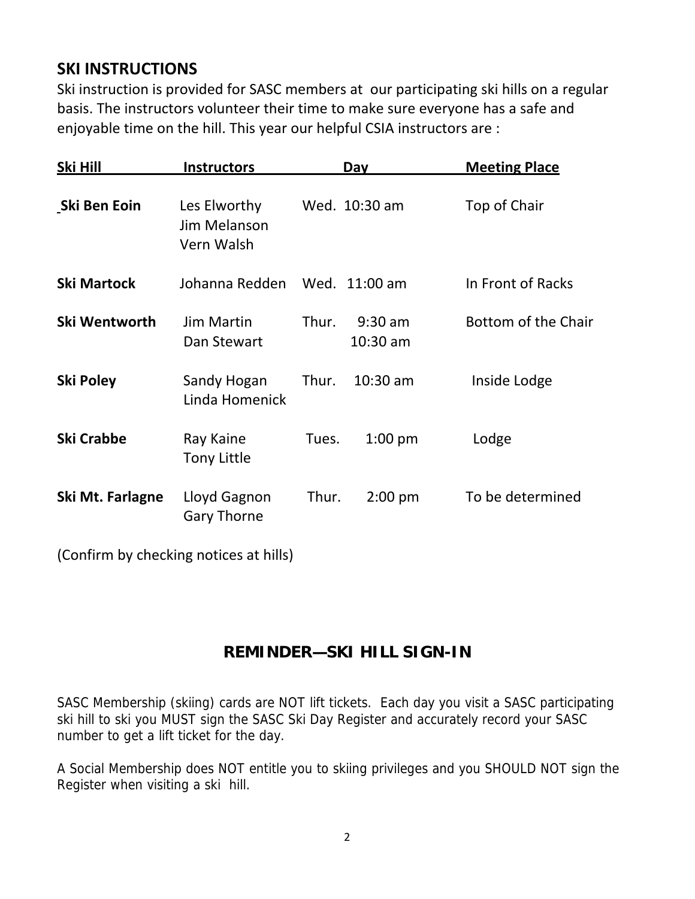## SKI INSTRUCTIONS

Ski instruction is provided for SASC members at our participating ski hills on a regular basis. The instructors volunteer their time to make sure everyone has a safe and enjoyable time on the hill. This year our helpful CSIA instructors are :

| Ski Hill | Instructors | Day | Meeting Place |
|---|---|---|---|
| **Ski Ben Eoin** | Les Elworthy<br>Jim Melanson<br>Vern Walsh | Wed. 10:30 am | Top of Chair |
| **Ski Martock** | Johanna Redden | Wed. 11:00 am | In Front of Racks |
| **Ski Wentworth** | Jim Martin<br>Dan Stewart | Thur. 9:30 am<br>10:30 am | Bottom of the Chair |
| **Ski Poley** | Sandy Hogan<br>Linda Homenick | Thur. 10:30 am | Inside Lodge |
| **Ski Crabbe** | Ray Kaine<br>Tony Little | Tues. 1:00 pm | Lodge |
| **Ski Mt. Farlagne** | Lloyd Gagnon<br>Gary Thorne | Thur. 2:00 pm | To be determined |

(Confirm by checking notices at hills)

## REMINDER—SKI HILL SIGN-IN

SASC Membership (skiing) cards are NOT lift tickets. Each day you visit a SASC participating ski hill to ski you MUST sign the SASC Ski Day Register and accurately record your SASC number to get a lift ticket for the day.

A Social Membership does NOT entitle you to skiing privileges and you SHOULD NOT sign the Register when visiting a ski hill.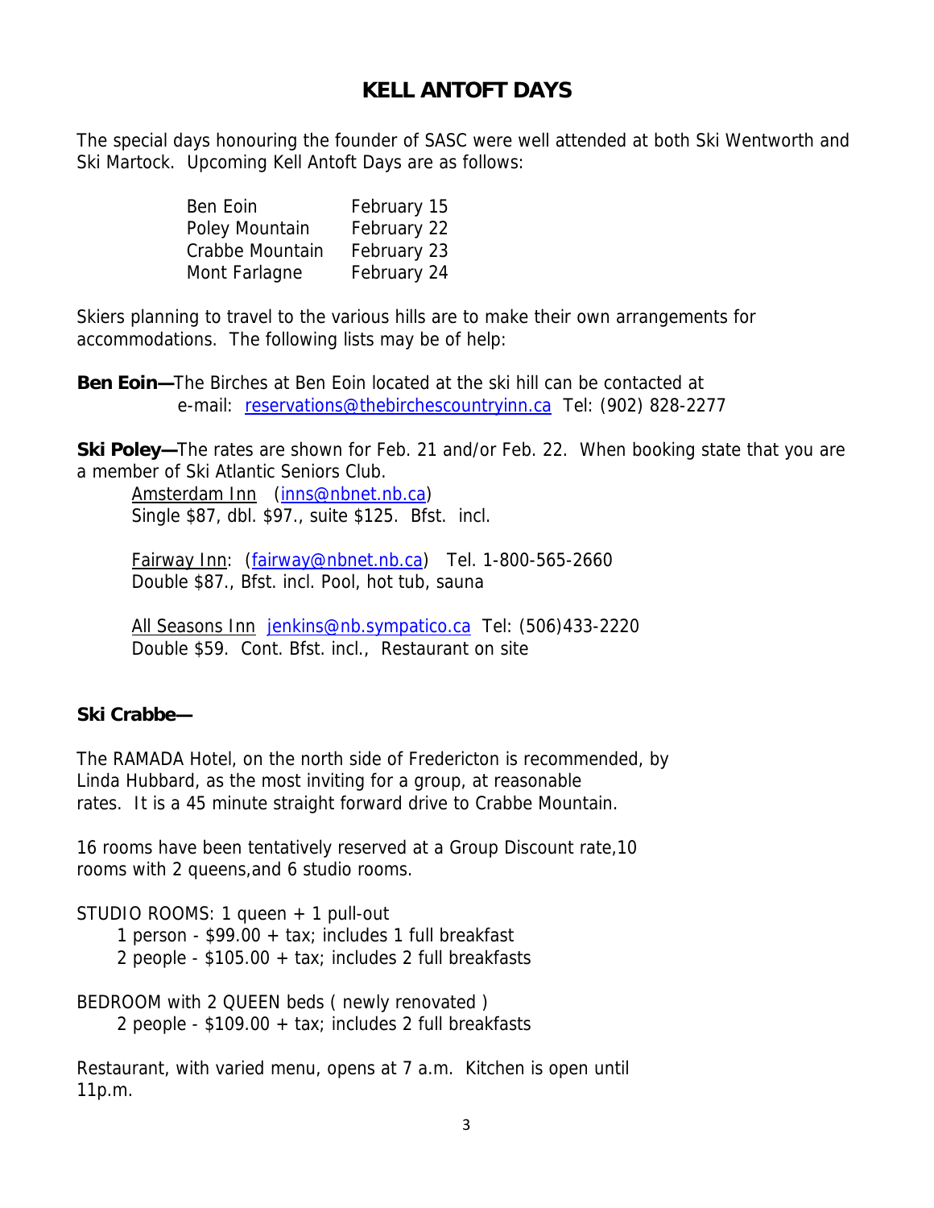# KELL ANTOFT DAYS

The special days honouring the founder of SASC were well attended at both Ski Wentworth and Ski Martock. Upcoming Kell Antoft Days are as follows:

| | |
|---|---|
| Ben Eoin | February 15 |
| Poley Mountain | February 22 |
| Crabbe Mountain | February 23 |
| Mont Farlagne | February 24 |

Skiers planning to travel to the various hills are to make their own arrangements for accommodations. The following lists may be of help:

**Ben Eoin—**The Birches at Ben Eoin located at the ski hill can be contacted at e-mail: reservations@thebirchescountryinn.ca Tel: (902) 828-2277

**Ski Poley—**The rates are shown for Feb. 21 and/or Feb. 22. When booking state that you are a member of Ski Atlantic Seniors Club.

Amsterdam Inn (inns@nbnet.nb.ca)
Single $87, dbl. $97., suite $125. Bfst. incl.

Fairway Inn: (fairway@nbnet.nb.ca) Tel. 1-800-565-2660
Double $87., Bfst. incl. Pool, hot tub, sauna

All Seasons Inn jenkins@nb.sympatico.ca Tel: (506)433-2220
Double $59. Cont. Bfst. incl., Restaurant on site

**Ski Crabbe—**

The RAMADA Hotel, on the north side of Fredericton is recommended, by Linda Hubbard, as the most inviting for a group, at reasonable rates. It is a 45 minute straight forward drive to Crabbe Mountain.

16 rooms have been tentatively reserved at a Group Discount rate,10 rooms with 2 queens,and 6 studio rooms.

STUDIO ROOMS: 1 queen + 1 pull-out
- 1 person - $99.00 + tax; includes 1 full breakfast
- 2 people - $105.00 + tax; includes 2 full breakfasts

BEDROOM with 2 QUEEN beds ( newly renovated )
- 2 people - $109.00 + tax; includes 2 full breakfasts

Restaurant, with varied menu, opens at 7 a.m. Kitchen is open until 11p.m.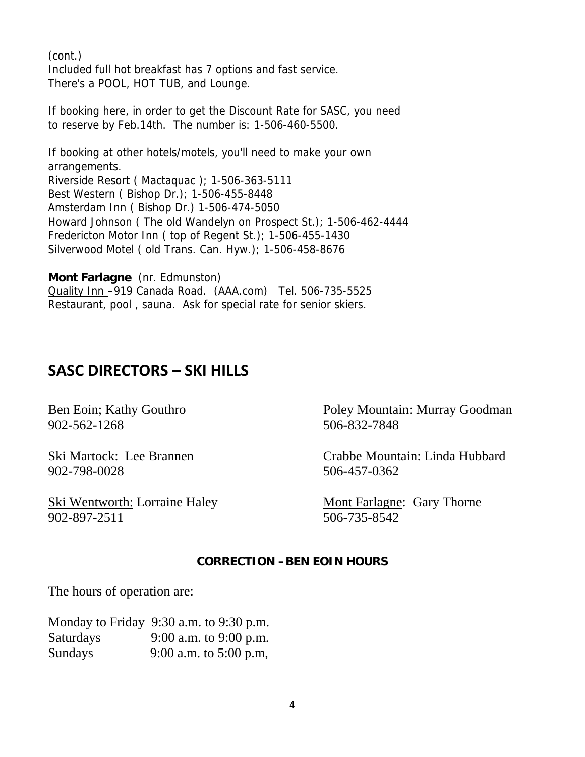(cont.)
Included full hot breakfast has 7 options and fast service.
There's a POOL, HOT TUB, and Lounge.

If booking here, in order to get the Discount Rate for SASC, you need to reserve by Feb.14th. The number is: 1-506-460-5500.

If booking at other hotels/motels, you'll need to make your own arrangements.
Riverside Resort ( Mactaquac ); 1-506-363-5111
Best Western ( Bishop Dr.); 1-506-455-8448
Amsterdam Inn ( Bishop Dr.) 1-506-474-5050
Howard Johnson ( The old Wandelyn on Prospect St.); 1-506-462-4444
Fredericton Motor Inn ( top of Regent St.); 1-506-455-1430
Silverwood Motel ( old Trans. Can. Hyw.); 1-506-458-8676

**Mont Farlagne** (nr. Edmunston)
Quality Inn –919 Canada Road. (AAA.com) Tel. 506-735-5525
Restaurant, pool , sauna. Ask for special rate for senior skiers.

## SASC DIRECTORS – SKI HILLS

Ben Eoin; Kathy Gouthro
902-562-1268

Ski Martock: Lee Brannen
902-798-0028

Ski Wentworth: Lorraine Haley
902-897-2511

Poley Mountain: Murray Goodman
506-832-7848

Crabbe Mountain: Linda Hubbard
506-457-0362

Mont Farlagne: Gary Thorne
506-735-8542

**CORRECTION – BEN EOIN HOURS**

The hours of operation are:

| | |
|---|---|
| Monday to Friday | 9:30 a.m. to 9:30 p.m. |
| Saturdays | 9:00 a.m. to 9:00 p.m. |
| Sundays | 9:00 a.m. to 5:00 p.m, |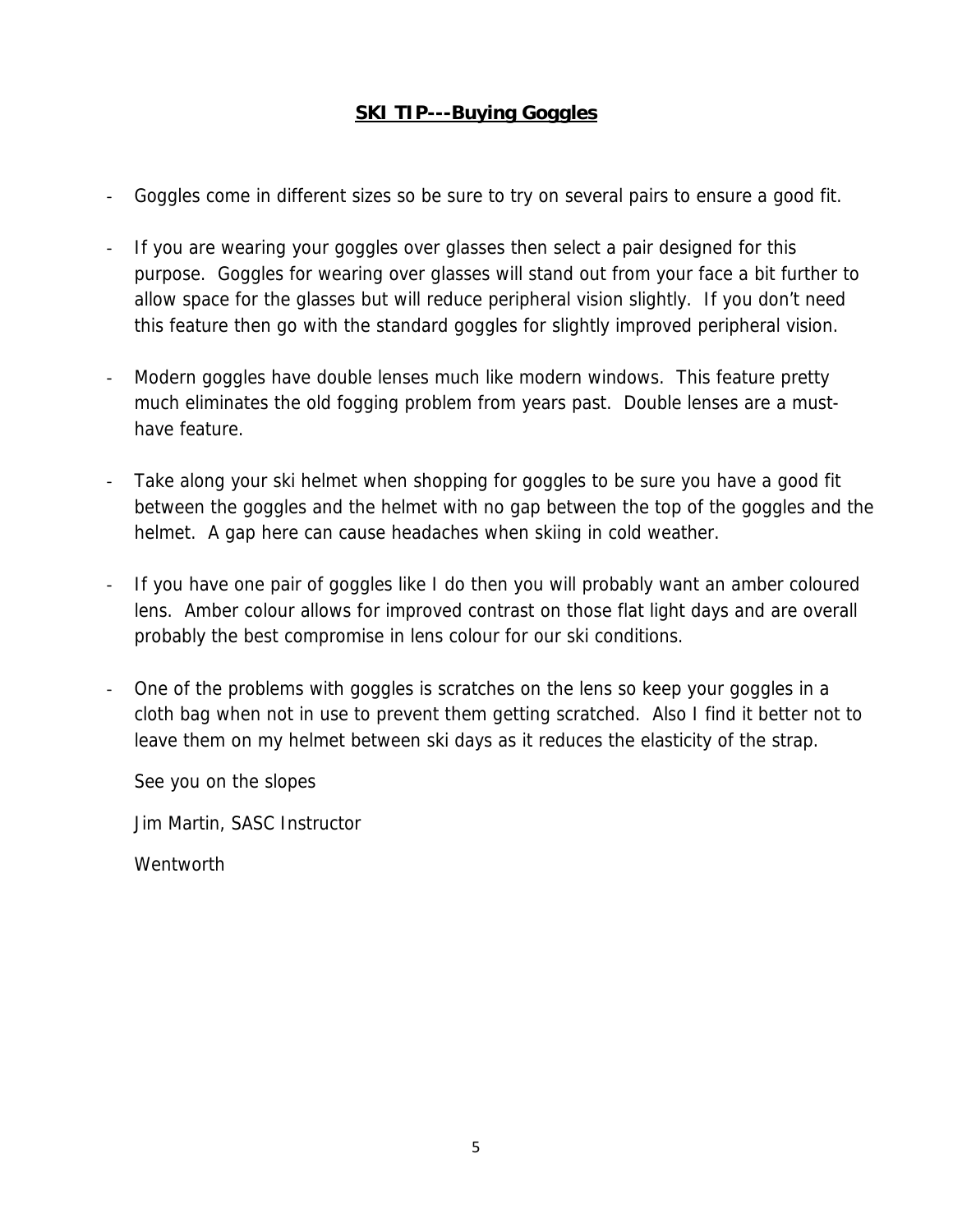## **SKI TIP---Buying Goggles**

- Goggles come in different sizes so be sure to try on several pairs to ensure a good fit.

- If you are wearing your goggles over glasses then select a pair designed for this purpose. Goggles for wearing over glasses will stand out from your face a bit further to allow space for the glasses but will reduce peripheral vision slightly. If you don't need this feature then go with the standard goggles for slightly improved peripheral vision.

- Modern goggles have double lenses much like modern windows. This feature pretty much eliminates the old fogging problem from years past. Double lenses are a must-have feature.

- Take along your ski helmet when shopping for goggles to be sure you have a good fit between the goggles and the helmet with no gap between the top of the goggles and the helmet. A gap here can cause headaches when skiing in cold weather.

- If you have one pair of goggles like I do then you will probably want an amber coloured lens. Amber colour allows for improved contrast on those flat light days and are overall probably the best compromise in lens colour for our ski conditions.

- One of the problems with goggles is scratches on the lens so keep your goggles in a cloth bag when not in use to prevent them getting scratched. Also I find it better not to leave them on my helmet between ski days as it reduces the elasticity of the strap.

See you on the slopes

Jim Martin, SASC Instructor

Wentworth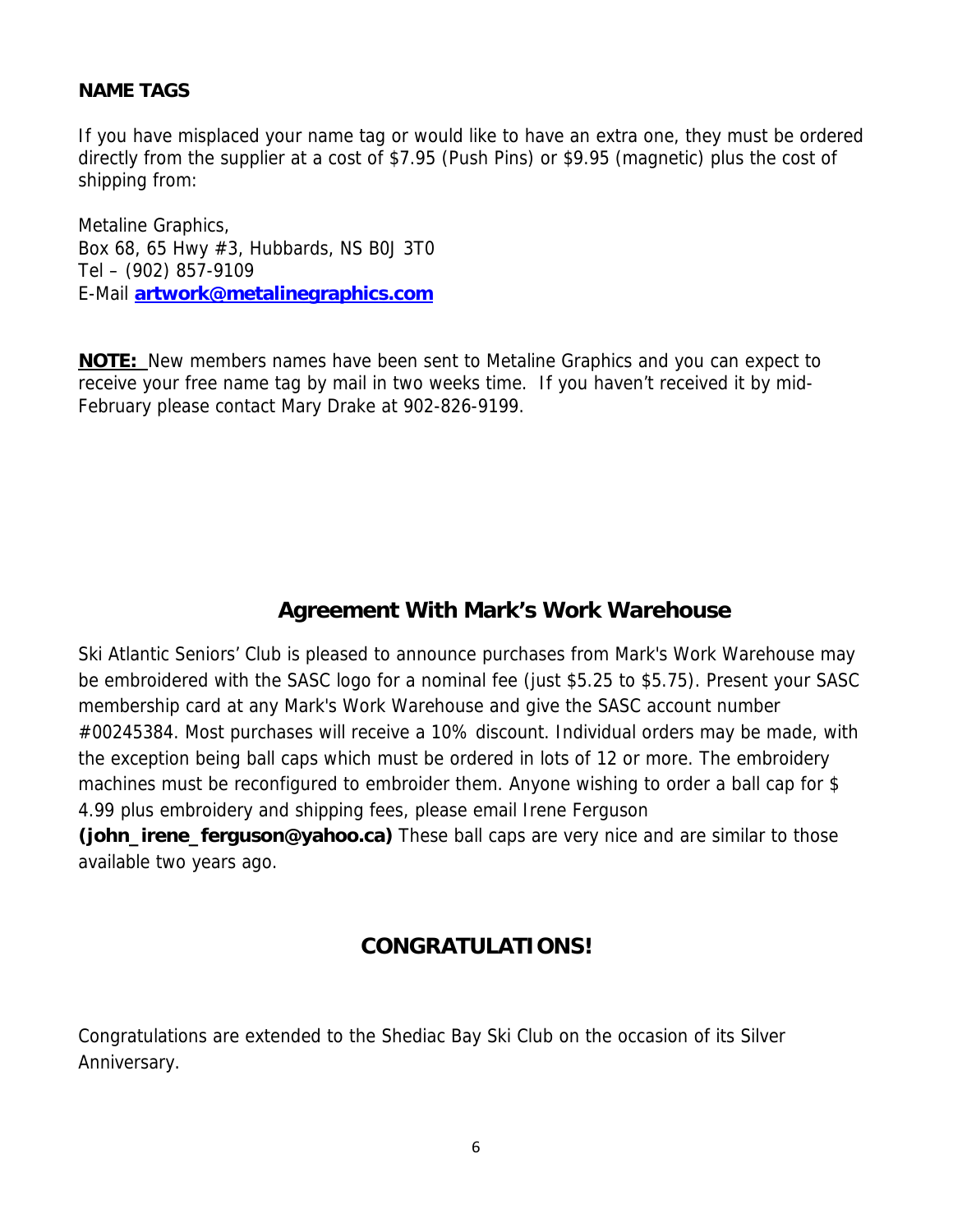## NAME TAGS

If you have misplaced your name tag or would like to have an extra one, they must be ordered directly from the supplier at a cost of $7.95 (Push Pins) or $9.95 (magnetic) plus the cost of shipping from:

Metaline Graphics,
Box 68, 65 Hwy #3, Hubbards, NS B0J 3T0
Tel – (902) 857-9109
E-Mail **artwork@metalinegraphics.com**

**NOTE:** New members names have been sent to Metaline Graphics and you can expect to receive your free name tag by mail in two weeks time. If you haven't received it by mid-February please contact Mary Drake at 902-826-9199.

## Agreement With Mark's Work Warehouse

Ski Atlantic Seniors' Club is pleased to announce purchases from Mark's Work Warehouse may be embroidered with the SASC logo for a nominal fee (just $5.25 to $5.75). Present your SASC membership card at any Mark's Work Warehouse and give the SASC account number #00245384. Most purchases will receive a 10% discount. Individual orders may be made, with the exception being ball caps which must be ordered in lots of 12 or more. The embroidery machines must be reconfigured to embroider them. Anyone wishing to order a ball cap for $ 4.99 plus embroidery and shipping fees, please email Irene Ferguson **(john_irene_ferguson@yahoo.ca)** These ball caps are very nice and are similar to those available two years ago.

## CONGRATULATIONS!

Congratulations are extended to the Shediac Bay Ski Club on the occasion of its Silver Anniversary.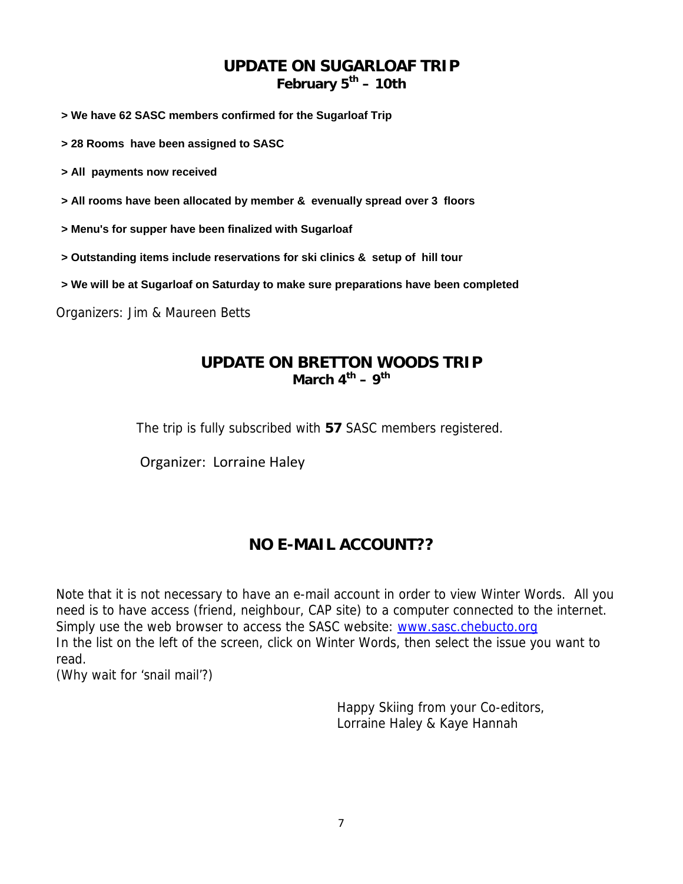## UPDATE ON SUGARLOAF TRIP

**February 5th – 10th**

**> We have 62 SASC members confirmed for the Sugarloaf Trip**

**> 28 Rooms have been assigned to SASC**

**> All payments now received**

**> All rooms have been allocated by member & evenually spread over 3 floors**

**> Menu's for supper have been finalized with Sugarloaf**

**> Outstanding items include reservations for ski clinics & setup of hill tour**

**> We will be at Sugarloaf on Saturday to make sure preparations have been completed**

Organizers: Jim & Maureen Betts

## UPDATE ON BRETTON WOODS TRIP

**March 4th – 9th**

The trip is fully subscribed with **57** SASC members registered.

Organizer: Lorraine Haley

## NO E-MAIL ACCOUNT??

Note that it is not necessary to have an e-mail account in order to view Winter Words. All you need is to have access (friend, neighbour, CAP site) to a computer connected to the internet. Simply use the web browser to access the SASC website: www.sasc.chebucto.org
In the list on the left of the screen, click on Winter Words, then select the issue you want to read.
(Why wait for 'snail mail'?)

Happy Skiing from your Co-editors,
Lorraine Haley & Kaye Hannah